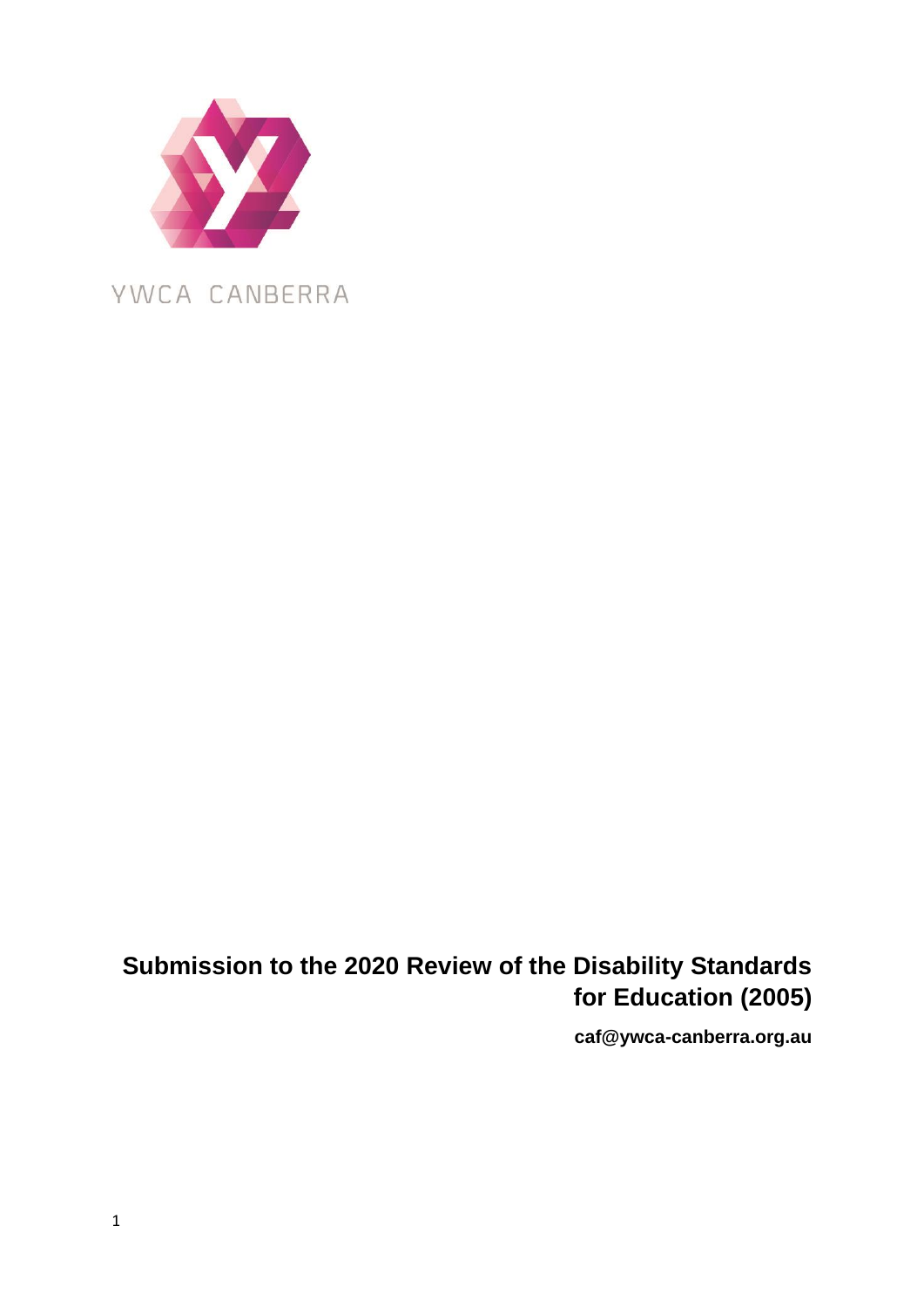YWCA CANBERRA

# Submission to the 2020 Review of the Disability Standards for Education (2005)

**caf@ywca-canberra.org.au**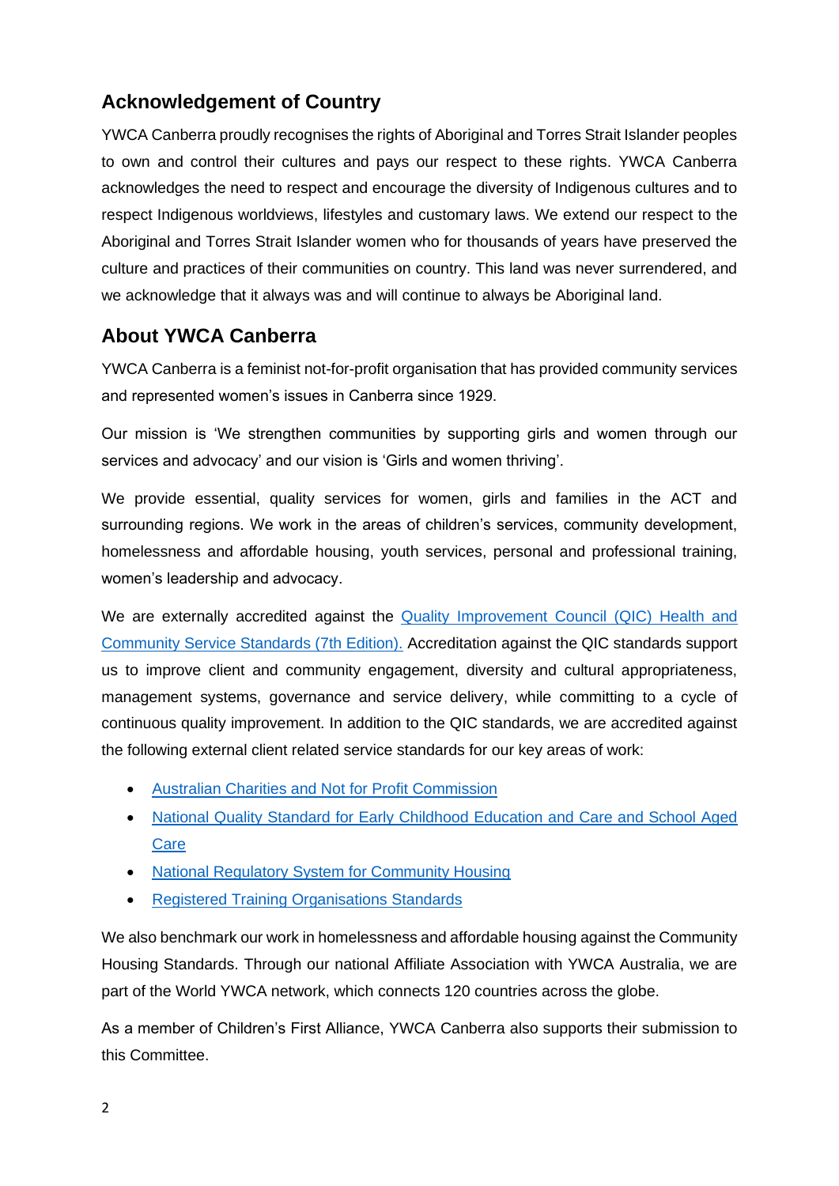## Acknowledgement of Country

YWCA Canberra proudly recognises the rights of Aboriginal and Torres Strait Islander peoples to own and control their cultures and pays our respect to these rights. YWCA Canberra acknowledges the need to respect and encourage the diversity of Indigenous cultures and to respect Indigenous worldviews, lifestyles and customary laws. We extend our respect to the Aboriginal and Torres Strait Islander women who for thousands of years have preserved the culture and practices of their communities on country. This land was never surrendered, and we acknowledge that it always was and will continue to always be Aboriginal land.

## About YWCA Canberra

YWCA Canberra is a feminist not-for-profit organisation that has provided community services and represented women's issues in Canberra since 1929.

Our mission is 'We strengthen communities by supporting girls and women through our services and advocacy' and our vision is 'Girls and women thriving'.

We provide essential, quality services for women, girls and families in the ACT and surrounding regions. We work in the areas of children's services, community development, homelessness and affordable housing, youth services, personal and professional training, women's leadership and advocacy.

We are externally accredited against the Quality Improvement Council (QIC) Health and Community Service Standards (7th Edition). Accreditation against the QIC standards support us to improve client and community engagement, diversity and cultural appropriateness, management systems, governance and service delivery, while committing to a cycle of continuous quality improvement. In addition to the QIC standards, we are accredited against the following external client related service standards for our key areas of work:

- Australian Charities and Not for Profit Commission
- National Quality Standard for Early Childhood Education and Care and School Aged Care
- National Regulatory System for Community Housing
- Registered Training Organisations Standards

We also benchmark our work in homelessness and affordable housing against the Community Housing Standards. Through our national Affiliate Association with YWCA Australia, we are part of the World YWCA network, which connects 120 countries across the globe.

As a member of Children's First Alliance, YWCA Canberra also supports their submission to this Committee.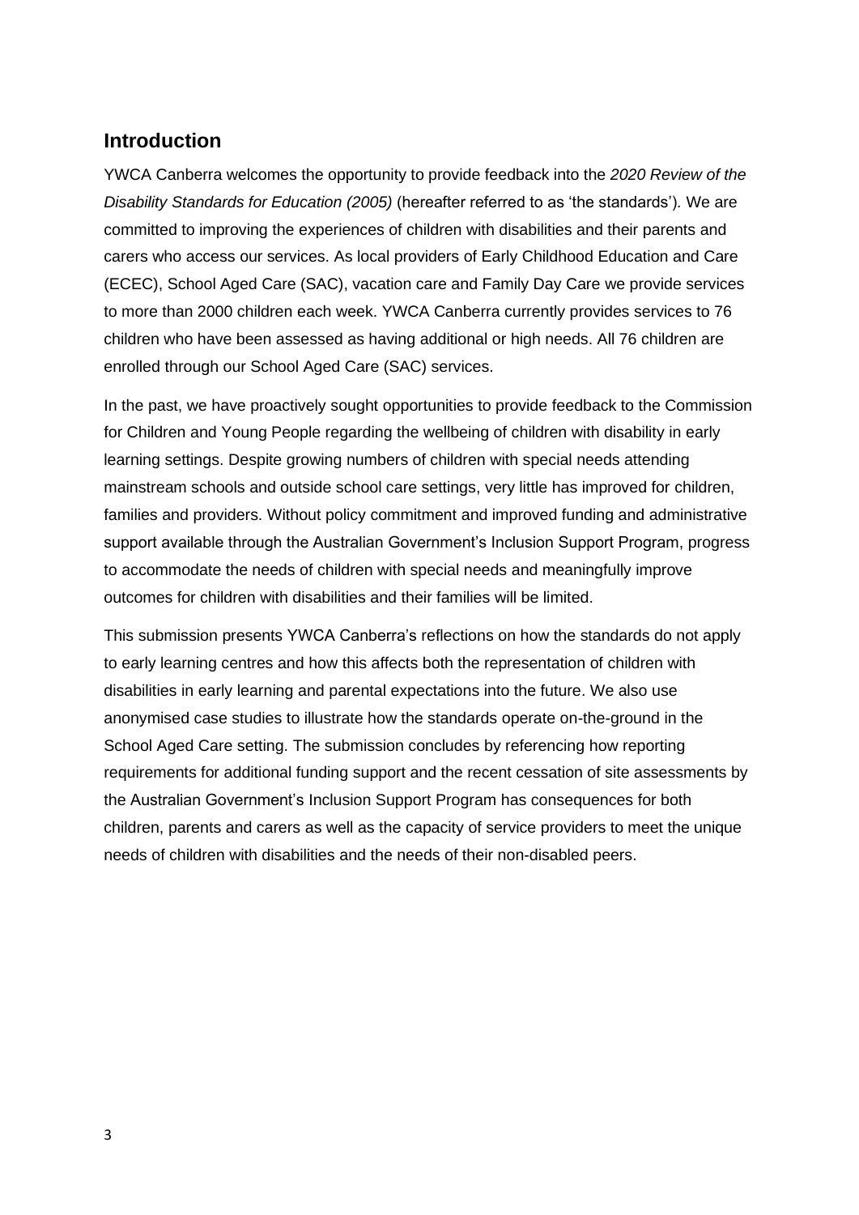## Introduction

YWCA Canberra welcomes the opportunity to provide feedback into the *2020 Review of the Disability Standards for Education (2005)* (hereafter referred to as 'the standards'). We are committed to improving the experiences of children with disabilities and their parents and carers who access our services. As local providers of Early Childhood Education and Care (ECEC), School Aged Care (SAC), vacation care and Family Day Care we provide services to more than 2000 children each week. YWCA Canberra currently provides services to 76 children who have been assessed as having additional or high needs. All 76 children are enrolled through our School Aged Care (SAC) services.

In the past, we have proactively sought opportunities to provide feedback to the Commission for Children and Young People regarding the wellbeing of children with disability in early learning settings. Despite growing numbers of children with special needs attending mainstream schools and outside school care settings, very little has improved for children, families and providers. Without policy commitment and improved funding and administrative support available through the Australian Government's Inclusion Support Program, progress to accommodate the needs of children with special needs and meaningfully improve outcomes for children with disabilities and their families will be limited.

This submission presents YWCA Canberra's reflections on how the standards do not apply to early learning centres and how this affects both the representation of children with disabilities in early learning and parental expectations into the future. We also use anonymised case studies to illustrate how the standards operate on-the-ground in the School Aged Care setting. The submission concludes by referencing how reporting requirements for additional funding support and the recent cessation of site assessments by the Australian Government's Inclusion Support Program has consequences for both children, parents and carers as well as the capacity of service providers to meet the unique needs of children with disabilities and the needs of their non-disabled peers.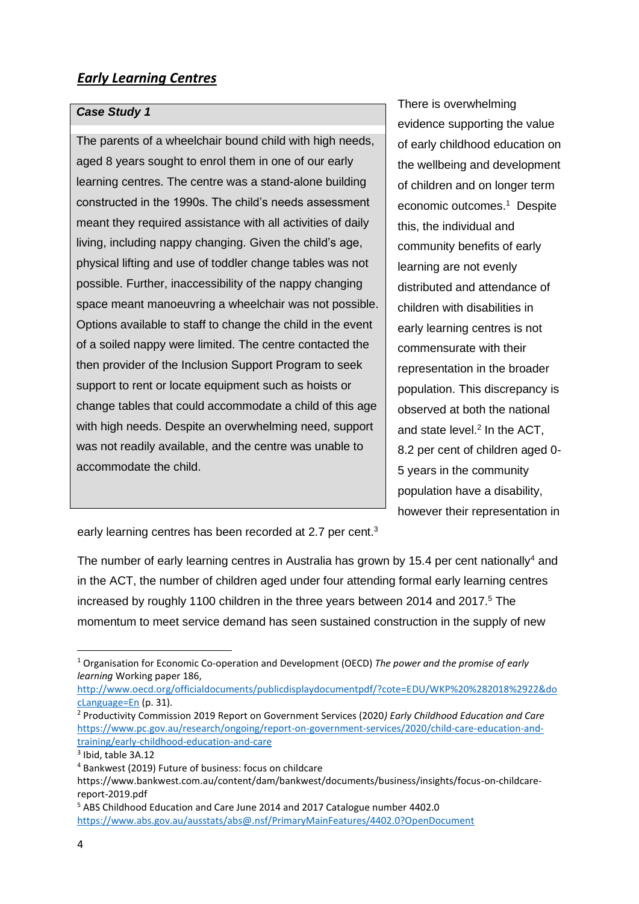## ***Early Learning Centres***

> ***Case Study 1***
>
> The parents of a wheelchair bound child with high needs, aged 8 years sought to enrol them in one of our early learning centres. The centre was a stand-alone building constructed in the 1990s. The child's needs assessment meant they required assistance with all activities of daily living, including nappy changing. Given the child's age, physical lifting and use of toddler change tables was not possible. Further, inaccessibility of the nappy changing space meant manoeuvring a wheelchair was not possible. Options available to staff to change the child in the event of a soiled nappy were limited. The centre contacted the then provider of the Inclusion Support Program to seek support to rent or locate equipment such as hoists or change tables that could accommodate a child of this age with high needs. Despite an overwhelming need, support was not readily available, and the centre was unable to accommodate the child.

There is overwhelming evidence supporting the value of early childhood education on the wellbeing and development of children and on longer term economic outcomes.[1] Despite this, the individual and community benefits of early learning are not evenly distributed and attendance of children with disabilities in early learning centres is not commensurate with their representation in the broader population. This discrepancy is observed at both the national and state level.[2] In the ACT, 8.2 per cent of children aged 0-5 years in the community population have a disability, however their representation in early learning centres has been recorded at 2.7 per cent.[3]

The number of early learning centres in Australia has grown by 15.4 per cent nationally[4] and in the ACT, the number of children aged under four attending formal early learning centres increased by roughly 1100 children in the three years between 2014 and 2017.[5] The momentum to meet service demand has seen sustained construction in the supply of new

---

[1] Organisation for Economic Co-operation and Development (OECD) *The power and the promise of early learning* Working paper 186, http://www.oecd.org/officialdocuments/publicdisplaydocumentpdf/?cote=EDU/WKP%20%282018%2922&doclanguage=En (p. 31).

[2] Productivity Commission 2019 Report on Government Services (2020*) Early Childhood Education and Care* https://www.pc.gov.au/research/ongoing/report-on-government-services/2020/child-care-education-and-training/early-childhood-education-and-care

[3] Ibid, table 3A.12

[4] Bankwest (2019) Future of business: focus on childcare https://www.bankwest.com.au/content/dam/bankwest/documents/business/insights/focus-on-childcare-report-2019.pdf

[5] ABS Childhood Education and Care June 2014 and 2017 Catalogue number 4402.0 https://www.abs.gov.au/ausstats/abs@.nsf/PrimaryMainFeatures/4402.0?OpenDocument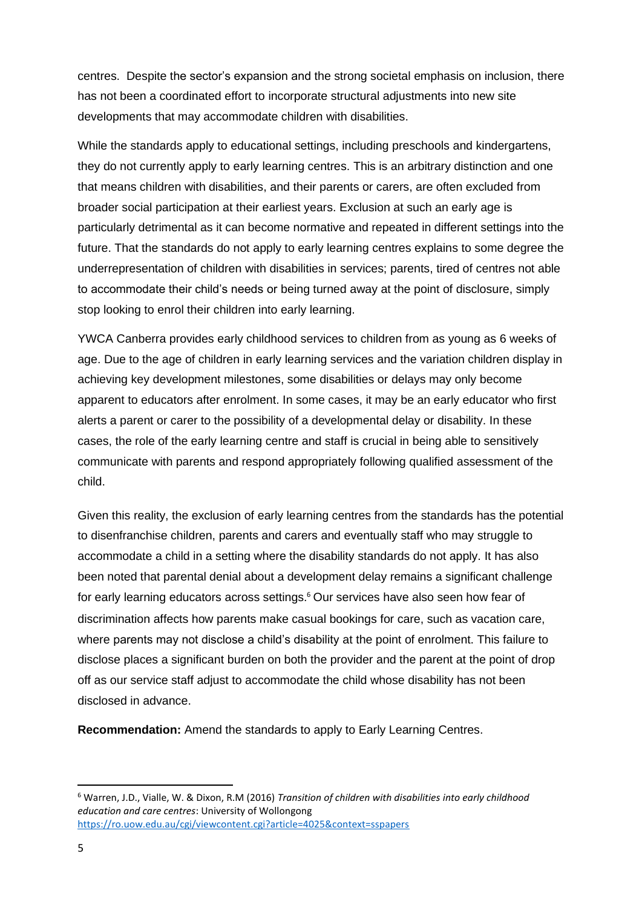centres. Despite the sector's expansion and the strong societal emphasis on inclusion, there has not been a coordinated effort to incorporate structural adjustments into new site developments that may accommodate children with disabilities.

While the standards apply to educational settings, including preschools and kindergartens, they do not currently apply to early learning centres. This is an arbitrary distinction and one that means children with disabilities, and their parents or carers, are often excluded from broader social participation at their earliest years. Exclusion at such an early age is particularly detrimental as it can become normative and repeated in different settings into the future. That the standards do not apply to early learning centres explains to some degree the underrepresentation of children with disabilities in services; parents, tired of centres not able to accommodate their child's needs or being turned away at the point of disclosure, simply stop looking to enrol their children into early learning.

YWCA Canberra provides early childhood services to children from as young as 6 weeks of age. Due to the age of children in early learning services and the variation children display in achieving key development milestones, some disabilities or delays may only become apparent to educators after enrolment. In some cases, it may be an early educator who first alerts a parent or carer to the possibility of a developmental delay or disability. In these cases, the role of the early learning centre and staff is crucial in being able to sensitively communicate with parents and respond appropriately following qualified assessment of the child.

Given this reality, the exclusion of early learning centres from the standards has the potential to disenfranchise children, parents and carers and eventually staff who may struggle to accommodate a child in a setting where the disability standards do not apply. It has also been noted that parental denial about a development delay remains a significant challenge for early learning educators across settings.[6] Our services have also seen how fear of discrimination affects how parents make casual bookings for care, such as vacation care, where parents may not disclose a child's disability at the point of enrolment. This failure to disclose places a significant burden on both the provider and the parent at the point of drop off as our service staff adjust to accommodate the child whose disability has not been disclosed in advance.

**Recommendation:** Amend the standards to apply to Early Learning Centres.

---

[6] Warren, J.D., Vialle, W. & Dixon, R.M (2016) *Transition of children with disabilities into early childhood education and care centres*: University of Wollongong https://ro.uow.edu.au/cgi/viewcontent.cgi?article=4025&context=sspapers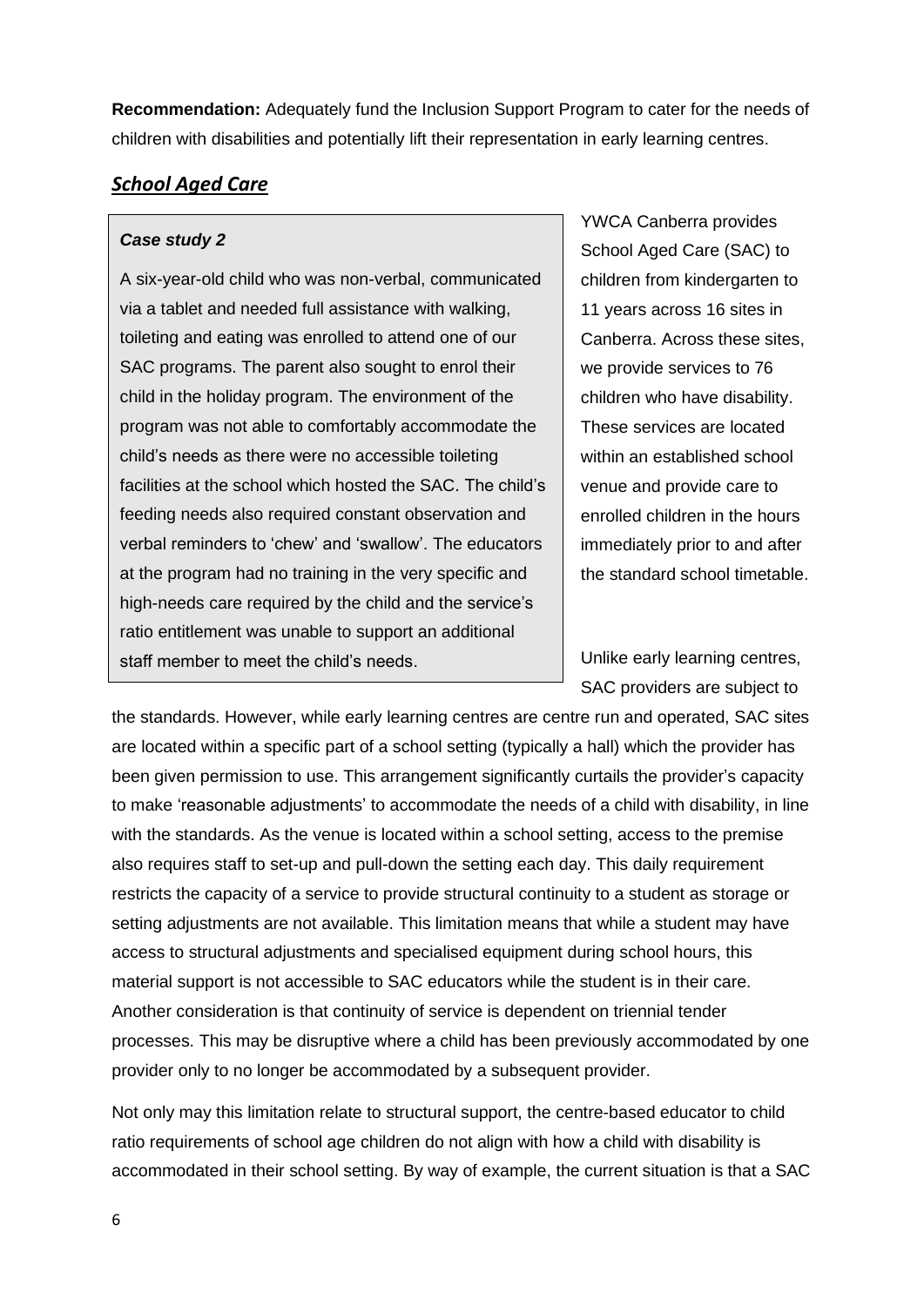**Recommendation:** Adequately fund the Inclusion Support Program to cater for the needs of children with disabilities and potentially lift their representation in early learning centres.

## ***School Aged Care***

> ***Case study 2***
>
> A six-year-old child who was non-verbal, communicated via a tablet and needed full assistance with walking, toileting and eating was enrolled to attend one of our SAC programs. The parent also sought to enrol their child in the holiday program. The environment of the program was not able to comfortably accommodate the child's needs as there were no accessible toileting facilities at the school which hosted the SAC. The child's feeding needs also required constant observation and verbal reminders to 'chew' and 'swallow'. The educators at the program had no training in the very specific and high-needs care required by the child and the service's ratio entitlement was unable to support an additional staff member to meet the child's needs.

YWCA Canberra provides School Aged Care (SAC) to children from kindergarten to 11 years across 16 sites in Canberra. Across these sites, we provide services to 76 children who have disability. These services are located within an established school venue and provide care to enrolled children in the hours immediately prior to and after the standard school timetable.

Unlike early learning centres, SAC providers are subject to the standards. However, while early learning centres are centre run and operated, SAC sites are located within a specific part of a school setting (typically a hall) which the provider has been given permission to use. This arrangement significantly curtails the provider's capacity to make 'reasonable adjustments' to accommodate the needs of a child with disability, in line with the standards. As the venue is located within a school setting, access to the premise also requires staff to set-up and pull-down the setting each day. This daily requirement restricts the capacity of a service to provide structural continuity to a student as storage or setting adjustments are not available. This limitation means that while a student may have access to structural adjustments and specialised equipment during school hours, this material support is not accessible to SAC educators while the student is in their care. Another consideration is that continuity of service is dependent on triennial tender processes. This may be disruptive where a child has been previously accommodated by one provider only to no longer be accommodated by a subsequent provider.

Not only may this limitation relate to structural support, the centre-based educator to child ratio requirements of school age children do not align with how a child with disability is accommodated in their school setting. By way of example, the current situation is that a SAC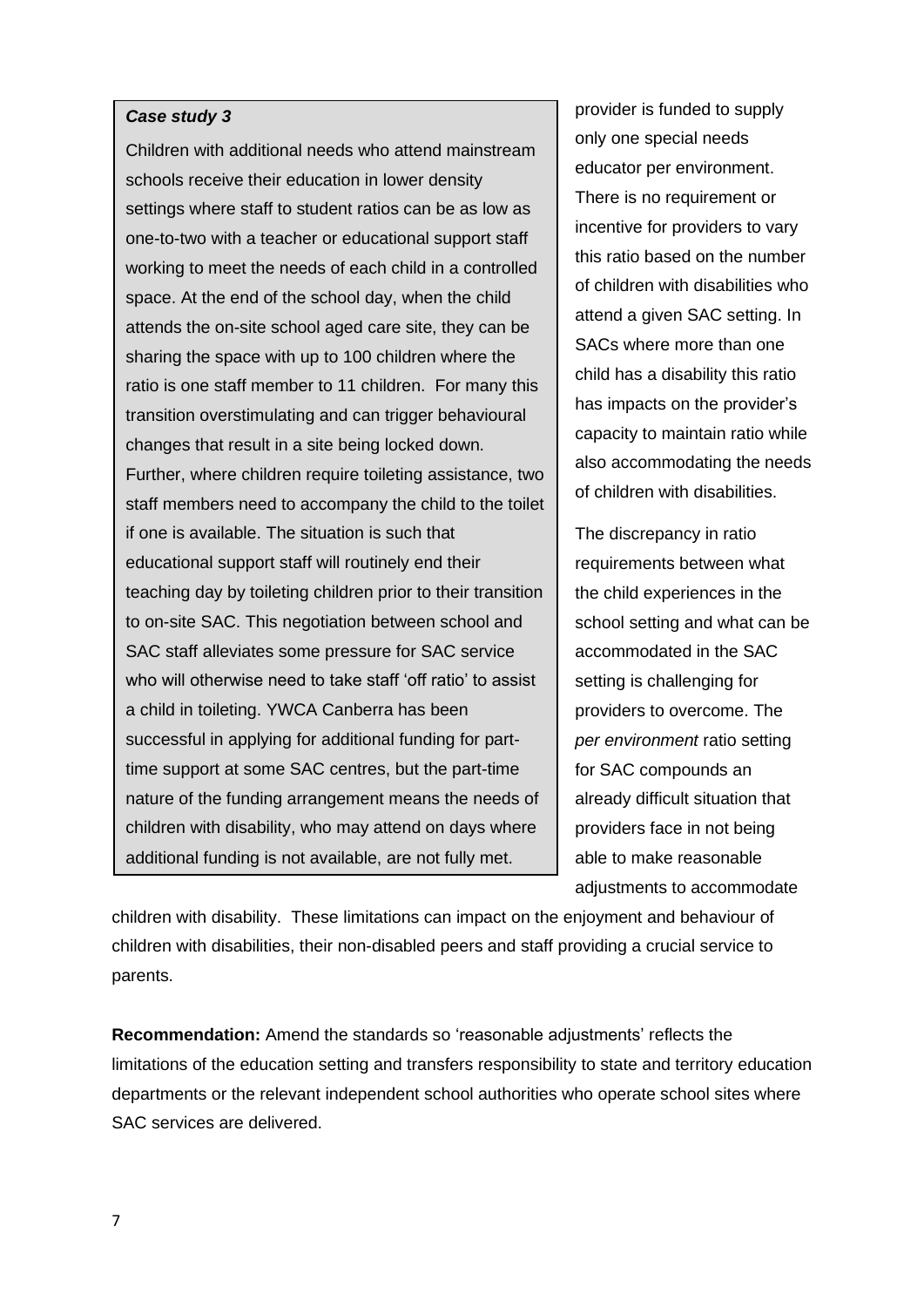***Case study 3***

Children with additional needs who attend mainstream schools receive their education in lower density settings where staff to student ratios can be as low as one-to-two with a teacher or educational support staff working to meet the needs of each child in a controlled space. At the end of the school day, when the child attends the on-site school aged care site, they can be sharing the space with up to 100 children where the ratio is one staff member to 11 children. For many this transition overstimulating and can trigger behavioural changes that result in a site being locked down. Further, where children require toileting assistance, two staff members need to accompany the child to the toilet if one is available. The situation is such that educational support staff will routinely end their teaching day by toileting children prior to their transition to on-site SAC. This negotiation between school and SAC staff alleviates some pressure for SAC service who will otherwise need to take staff 'off ratio' to assist a child in toileting. YWCA Canberra has been successful in applying for additional funding for part-time support at some SAC centres, but the part-time nature of the funding arrangement means the needs of children with disability, who may attend on days where additional funding is not available, are not fully met.

provider is funded to supply only one special needs educator per environment. There is no requirement or incentive for providers to vary this ratio based on the number of children with disabilities who attend a given SAC setting. In SACs where more than one child has a disability this ratio has impacts on the provider's capacity to maintain ratio while also accommodating the needs of children with disabilities.

The discrepancy in ratio requirements between what the child experiences in the school setting and what can be accommodated in the SAC setting is challenging for providers to overcome. The *per environment* ratio setting for SAC compounds an already difficult situation that providers face in not being able to make reasonable adjustments to accommodate children with disability. These limitations can impact on the enjoyment and behaviour of children with disabilities, their non-disabled peers and staff providing a crucial service to parents.

**Recommendation:** Amend the standards so 'reasonable adjustments' reflects the limitations of the education setting and transfers responsibility to state and territory education departments or the relevant independent school authorities who operate school sites where SAC services are delivered.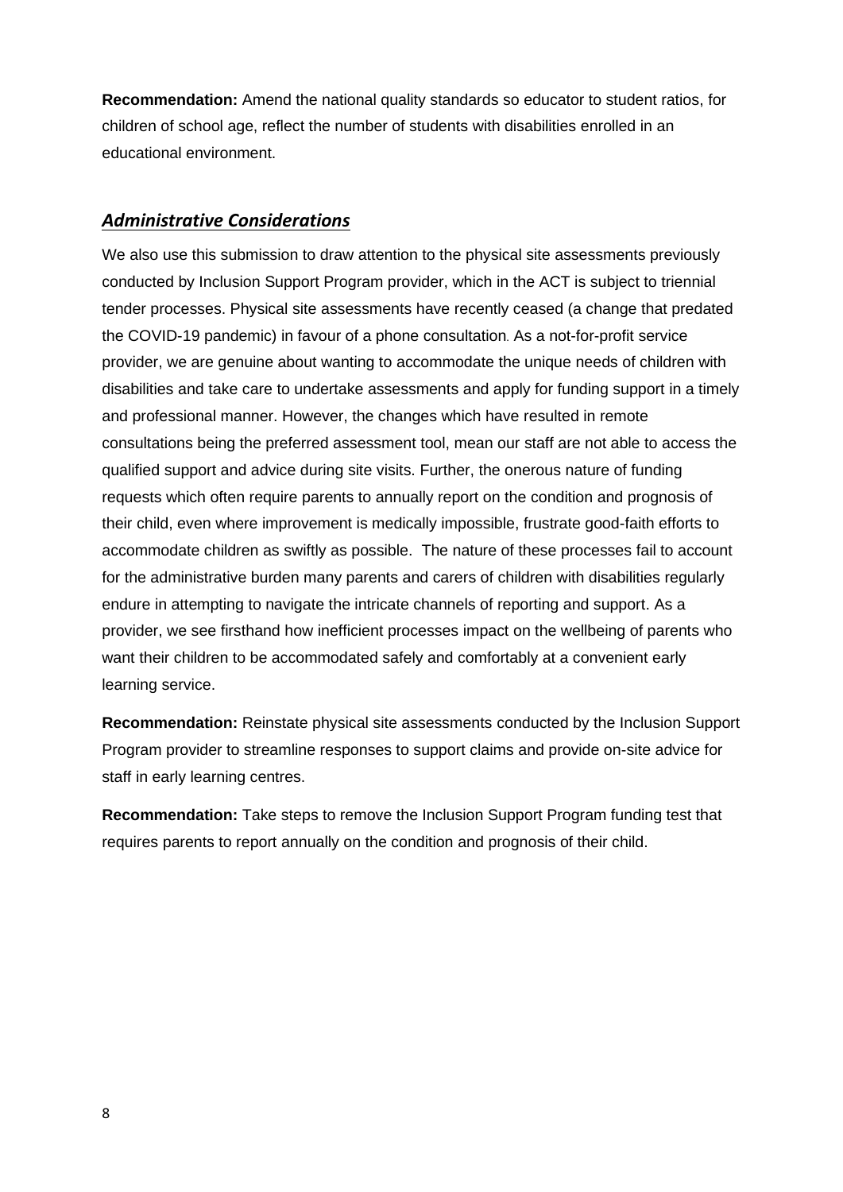**Recommendation:** Amend the national quality standards so educator to student ratios, for children of school age, reflect the number of students with disabilities enrolled in an educational environment.

## ***Administrative Considerations***

We also use this submission to draw attention to the physical site assessments previously conducted by Inclusion Support Program provider, which in the ACT is subject to triennial tender processes. Physical site assessments have recently ceased (a change that predated the COVID-19 pandemic) in favour of a phone consultation. As a not-for-profit service provider, we are genuine about wanting to accommodate the unique needs of children with disabilities and take care to undertake assessments and apply for funding support in a timely and professional manner. However, the changes which have resulted in remote consultations being the preferred assessment tool, mean our staff are not able to access the qualified support and advice during site visits. Further, the onerous nature of funding requests which often require parents to annually report on the condition and prognosis of their child, even where improvement is medically impossible, frustrate good-faith efforts to accommodate children as swiftly as possible. The nature of these processes fail to account for the administrative burden many parents and carers of children with disabilities regularly endure in attempting to navigate the intricate channels of reporting and support. As a provider, we see firsthand how inefficient processes impact on the wellbeing of parents who want their children to be accommodated safely and comfortably at a convenient early learning service.

**Recommendation:** Reinstate physical site assessments conducted by the Inclusion Support Program provider to streamline responses to support claims and provide on-site advice for staff in early learning centres.

**Recommendation:** Take steps to remove the Inclusion Support Program funding test that requires parents to report annually on the condition and prognosis of their child.